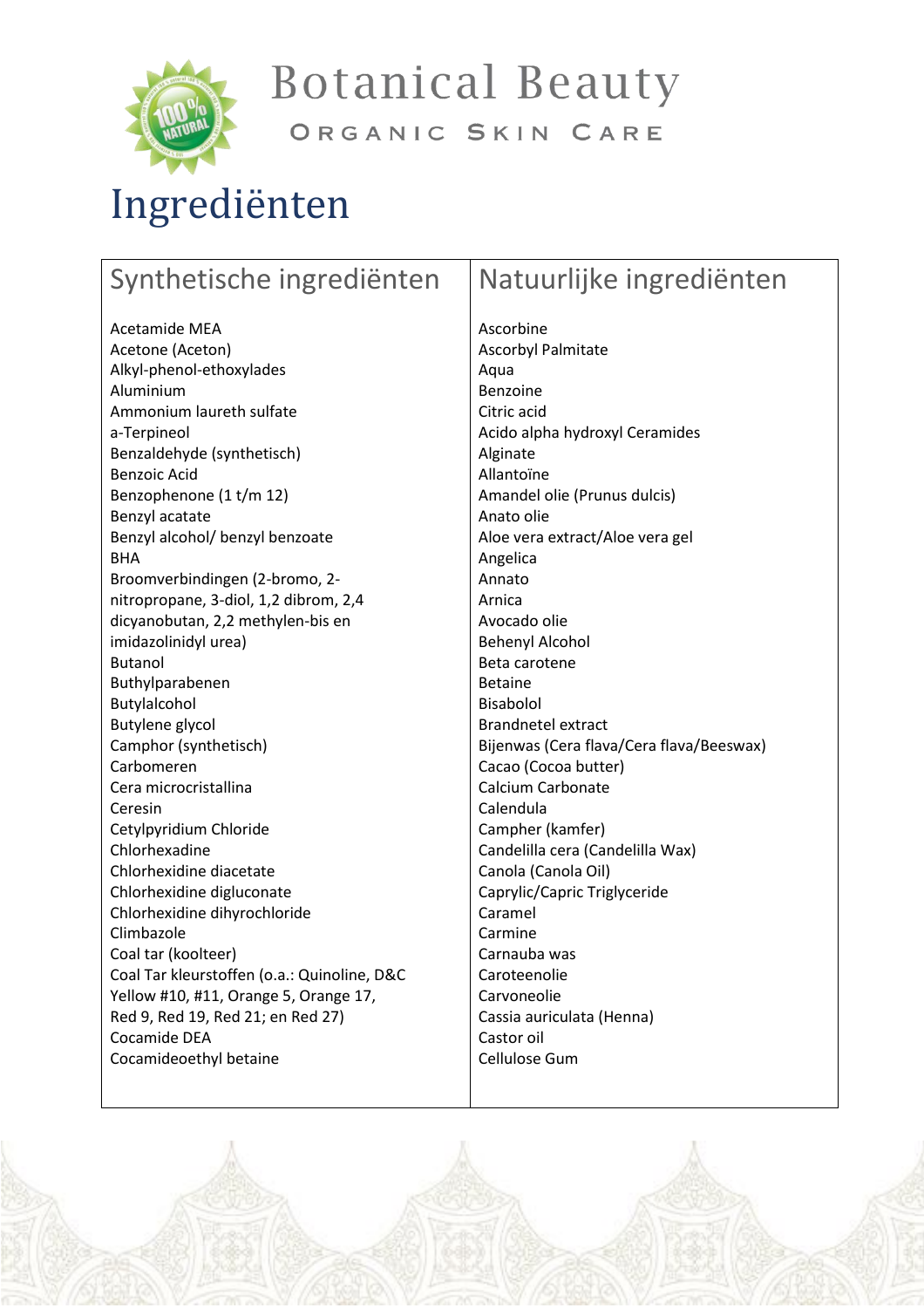# Botanical Beauty

## Organic Skin Care

# Ingrediënten

| Synthetische ingrediënten | Natuurlijke ingrediënten |
|---|---|
| Acetamide MEA | Ascorbine |
| Acetone (Aceton) | Ascorbyl Palmitate |
| Alkyl-phenol-ethoxylades | Aqua |
| Aluminium | Benzoine |
| Ammonium laureth sulfate | Citric acid |
| a-Terpineol | Acido alpha hydroxyl Ceramides |
| Benzaldehyde (synthetisch) | Alginate |
| Benzoic Acid | Allantoïne |
| Benzophenone (1 t/m 12) | Amandel olie (Prunus dulcis) |
| Benzyl acatate | Anato olie |
| Benzyl alcohol/ benzyl benzoate | Aloe vera extract/Aloe vera gel |
| BHA | Angelica |
| Broomverbindingen (2-bromo, 2-nitropropane, 3-diol, 1,2 dibrom, 2,4 dicyanobutan, 2,2 methylen-bis en imidazolinidyl urea) | Annato |
| | Arnica |
| | Avocado olie |
| | Behenyl Alcohol |
| Butanol | Beta carotene |
| Buthylparabenen | Betaine |
| Butylalcohol | Bisabolol |
| Butylene glycol | Brandnetel extract |
| Camphor (synthetisch) | Bijenwas (Cera flava/Cera flava/Beeswax) |
| Carbomeren | Cacao (Cocoa butter) |
| Cera microcristallina | Calcium Carbonate |
| Ceresin | Calendula |
| Cetylpyridium Chloride | Campher (kamfer) |
| Chlorhexadine | Candelilla cera (Candelilla Wax) |
| Chlorhexidine diacetate | Canola (Canola Oil) |
| Chlorhexidine digluconate | Caprylic/Capric Triglyceride |
| Chlorhexidine dihyrochloride | Caramel |
| Climbazole | Carmine |
| Coal tar (koolteer) | Carnauba was |
| Coal Tar kleurstoffen (o.a.: Quinoline, D&C Yellow #10, #11, Orange 5, Orange 17, Red 9, Red 19, Red 21; en Red 27) | Caroteenolie |
| | Carvoneolie |
| | Cassia auriculata (Henna) |
| Cocamide DEA | Castor oil |
| Cocamideoethyl betaine | Cellulose Gum |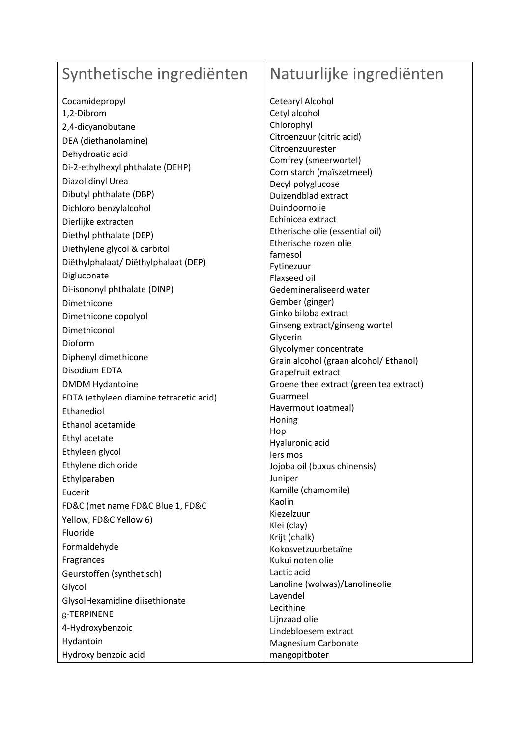| Synthetische ingrediënten | Natuurlijke ingrediënten |
| --- | --- |
| Cocamidepropyl | Cetearyl Alcohol |
| 1,2-Dibrom | Cetyl alcohol |
| 2,4-dicyanobutane | Chlorophyl |
| DEA (diethanolamine) | Citroenzuur (citric acid) |
| Dehydroatic acid | Citroenzuurester |
| Di-2-ethylhexyl phthalate (DEHP) | Comfrey (smeerwortel) |
| Diazolidinyl Urea | Corn starch (maïszetmeel) |
| Dibutyl phthalate (DBP) | Decyl polyglucose |
| Dichloro benzylalcohol | Duizendblad extract |
| Dierlijke extracten | Duindoornolie |
| Diethyl phthalate (DEP) | Echinicea extract |
| Diethylene glycol & carbitol | Etherische olie (essential oil) |
| Diëthylphalaat/ Diëthylphalaat (DEP) | Etherische rozen olie |
| Digluconate | farnesol |
| Di-isononyl phthalate (DINP) | Fytinezuur |
| Dimethicone | Flaxseed oil |
| Dimethicone copolyol | Gedemineraliseerd water |
| Dimethiconol | Gember (ginger) |
| Dioform | Ginko biloba extract |
| Diphenyl dimethicone | Ginseng extract/ginseng wortel |
| Disodium EDTA | Glycerin |
| DMDM Hydantoine | Glycolymer concentrate |
| EDTA (ethyleen diamine tetracetic acid) | Grain alcohol (graan alcohol/ Ethanol) |
| Ethanediol | Grapefruit extract |
| Ethanol acetamide | Groene thee extract (green tea extract) |
| Ethyl acetate | Guarmeel |
| Ethyleen glycol | Havermout (oatmeal) |
| Ethylene dichloride | Honing |
| Ethylparaben | Hop |
| Eucerit | Hyaluronic acid |
| FD&C (met name FD&C Blue 1, FD&C Yellow, FD&C Yellow 6) | Iers mos |
| Fluoride | Jojoba oil (buxus chinensis) |
| Formaldehyde | Juniper |
| Fragrances | Kamille (chamomile) |
| Geurstoffen (synthetisch) | Kaolin |
| Glycol | Kiezelzuur |
| GlysolHexamidine diisethionate | Klei (clay) |
| g-TERPINENE | Krijt (chalk) |
| 4-Hydroxybenzoic | Kokosvetzuurbetaïne |
| Hydantoin | Kukui noten olie |
| Hydroxy benzoic acid | Lactic acid |
| | Lanoline (wolwas)/Lanolineolie |
| | Lavendel |
| | Lecithine |
| | Lijnzaad olie |
| | Lindebloesem extract |
| | Magnesium Carbonate |
| | mangopitboter |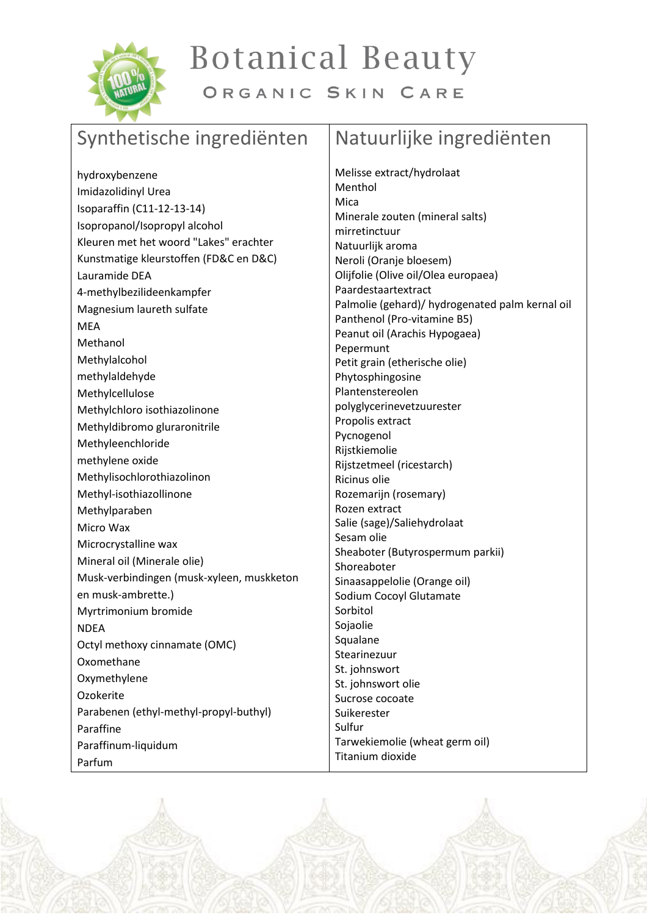# Botanical Beauty

## Organic Skin Care

| Synthetische ingrediënten | Natuurlijke ingrediënten |
|---|---|
| hydroxybenzene | Melisse extract/hydrolaat |
| Imidazolidinyl Urea | Menthol |
| Isoparaffin (C11-12-13-14) | Mica |
| Isopropanol/Isopropyl alcohol | Minerale zouten (mineral salts) |
| Kleuren met het woord "Lakes" erachter | mirretinctuur |
| Kunstmatige kleurstoffen (FD&C en D&C) | Natuurlijk aroma |
| Lauramide DEA | Neroli (Oranje bloesem) |
| 4-methylbezilideenkampfer | Olijfolie (Olive oil/Olea europaea) |
| Magnesium laureth sulfate | Paardestaartextract |
| MEA | Palmolie (gehard)/ hydrogenated palm kernal oil |
| Methanol | Panthenol (Pro-vitamine B5) |
| Methylalcohol | Peanut oil (Arachis Hypogaea) |
| methylaldehyde | Pepermunt |
| Methylcellulose | Petit grain (etherische olie) |
| Methylchloro isothiazolinone | Phytosphingosine |
| Methyldibromo gluraronitrile | Plantenstereolen |
| Methyleenchloride | polyglycerinevetzuurester |
| methylene oxide | Propolis extract |
| Methylisochlorothiazolinon | Pycnogenol |
| Methyl-isothiazollinone | Rijstkiemolie |
| Methylparaben | Rijstzetmeel (ricestarch) |
| Micro Wax | Ricinus olie |
| Microcrystalline wax | Rozemarijn (rosemary) |
| Mineral oil (Minerale olie) | Rozen extract |
| Musk-verbindingen (musk-xyleen, muskketon en musk-ambrette.) | Salie (sage)/Saliehydrolaat |
| Myrtrimonium bromide | Sesam olie |
| NDEA | Sheaboter (Butyrospermum parkii) |
| Octyl methoxy cinnamate (OMC) | Shoreaboter |
| Oxomethane | Sinaasappelolie (Orange oil) |
| Oxymethylene | Sodium Cocoyl Glutamate |
| Ozokerite | Sorbitol |
| Parabenen (ethyl-methyl-propyl-buthyl) | Sojaolie |
| Paraffine | Squalane |
| Paraffinum-liquidum | Stearinezuur |
| Parfum | St. johnswort |
| | St. johnswort olie |
| | Sucrose cocoate |
| | Suikerester |
| | Sulfur |
| | Tarwekiemolie (wheat germ oil) |
| | Titanium dioxide |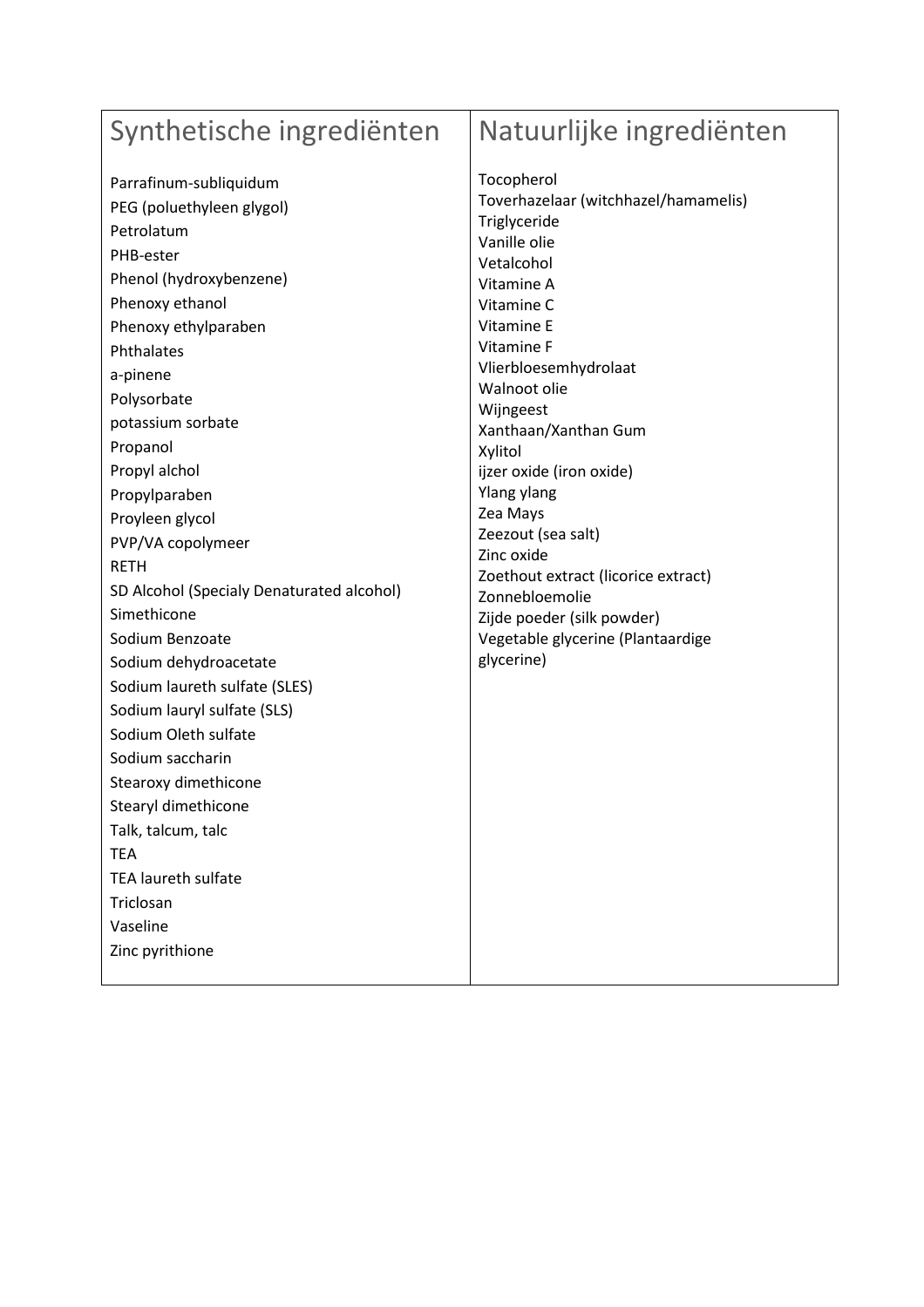| Synthetische ingrediënten | Natuurlijke ingrediënten |
|---|---|
| Parrafinum-subliquidum | Tocopherol |
| PEG (poluethyleen glygol) | Toverhazelaar (witchhazel/hamamelis) |
| Petrolatum | Triglyceride |
| PHB-ester | Vanille olie |
| Phenol (hydroxybenzene) | Vetalcohol |
| Phenoxy ethanol | Vitamine A |
| Phenoxy ethylparaben | Vitamine C |
| Phthalates | Vitamine E |
| a-pinene | Vitamine F |
| Polysorbate | Vlierbloesemhydrolaat |
| potassium sorbate | Walnoot olie |
| Propanol | Wijngeest |
| Propyl alchol | Xanthaan/Xanthan Gum |
| Propylparaben | Xylitol |
| Proyleen glycol | ijzer oxide (iron oxide) |
| PVP/VA copolymeer | Ylang ylang |
| RETH | Zea Mays |
| SD Alcohol (Specialy Denaturated alcohol) | Zeezout (sea salt) |
| Simethicone | Zinc oxide |
| Sodium Benzoate | Zoethout extract (licorice extract) |
| Sodium dehydroacetate | Zonnebloemolie |
| Sodium laureth sulfate (SLES) | Zijde poeder (silk powder) |
| Sodium lauryl sulfate (SLS) | Vegetable glycerine (Plantaardige glycerine) |
| Sodium Oleth sulfate | |
| Sodium saccharin | |
| Stearoxy dimethicone | |
| Stearyl dimethicone | |
| Talk, talcum, talc | |
| TEA | |
| TEA laureth sulfate | |
| Triclosan | |
| Vaseline | |
| Zinc pyrithione | |